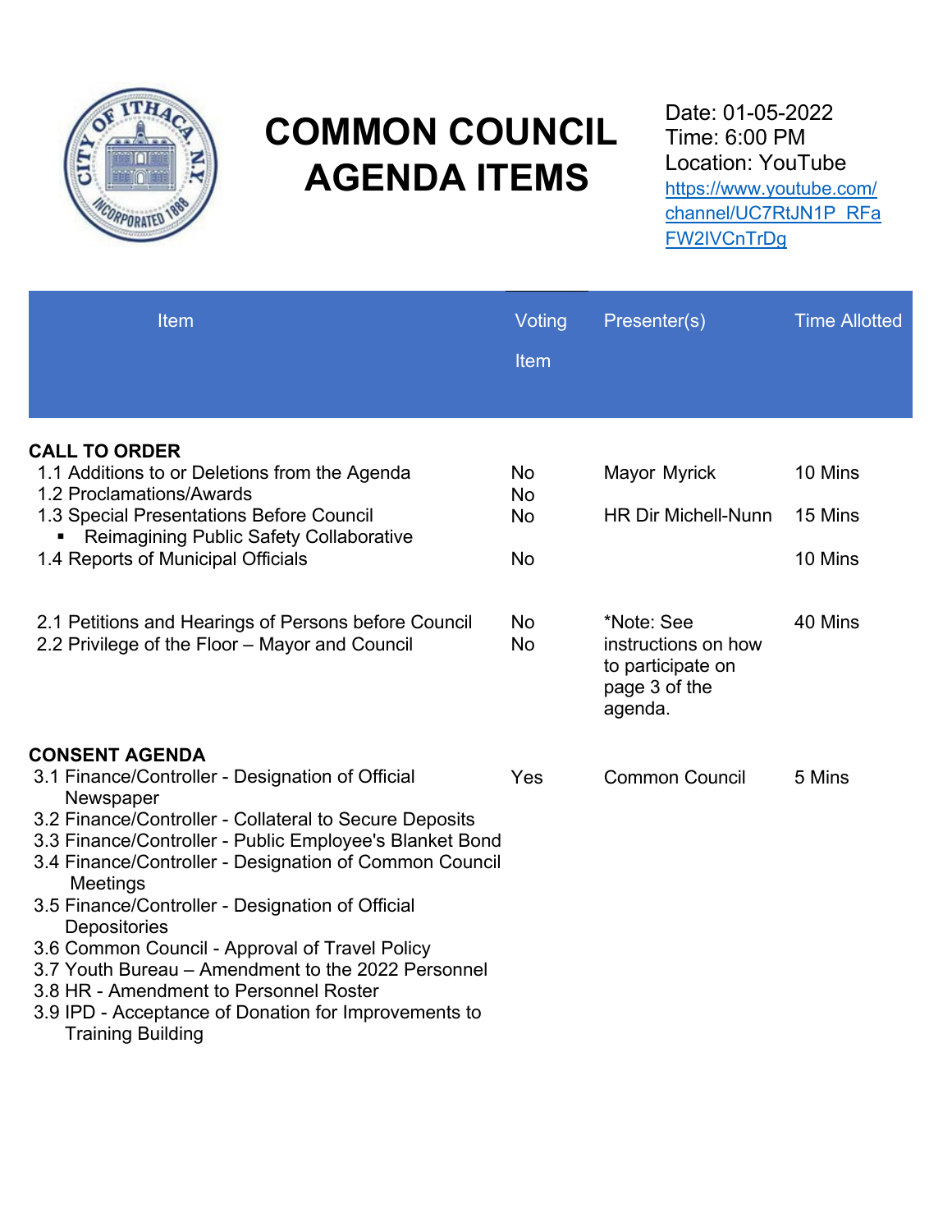# COMMON COUNCIL AGENDA ITEMS

Date: 01-05-2022
Time: 6:00 PM
Location: YouTube
https://www.youtube.com/channel/UC7RtJN1P_RFaFW2IVCnTrDg

| Item | Voting Item | Presenter(s) | Time Allotted |
|---|---|---|---|
| **CALL TO ORDER** | | | |
| 1.1 Additions to or Deletions from the Agenda | No | Mayor Myrick | 10 Mins |
| 1.2 Proclamations/Awards | No | | |
| 1.3 Special Presentations Before Council | No | HR Dir Michell-Nunn | 15 Mins |
| ▪ Reimagining Public Safety Collaborative | | | |
| 1.4 Reports of Municipal Officials | No | | 10 Mins |
| 2.1 Petitions and Hearings of Persons before Council | No | *Note: See instructions on how to participate on page 3 of the agenda. | 40 Mins |
| 2.2 Privilege of the Floor – Mayor and Council | No | | |
| **CONSENT AGENDA** | | | |
| 3.1 Finance/Controller - Designation of Official Newspaper | Yes | Common Council | 5 Mins |
| 3.2 Finance/Controller - Collateral to Secure Deposits | | | |
| 3.3 Finance/Controller - Public Employee's Blanket Bond | | | |
| 3.4 Finance/Controller - Designation of Common Council Meetings | | | |
| 3.5 Finance/Controller - Designation of Official Depositories | | | |
| 3.6 Common Council - Approval of Travel Policy | | | |
| 3.7 Youth Bureau – Amendment to the 2022 Personnel | | | |
| 3.8 HR - Amendment to Personnel Roster | | | |
| 3.9 IPD - Acceptance of Donation for Improvements to Training Building | | | |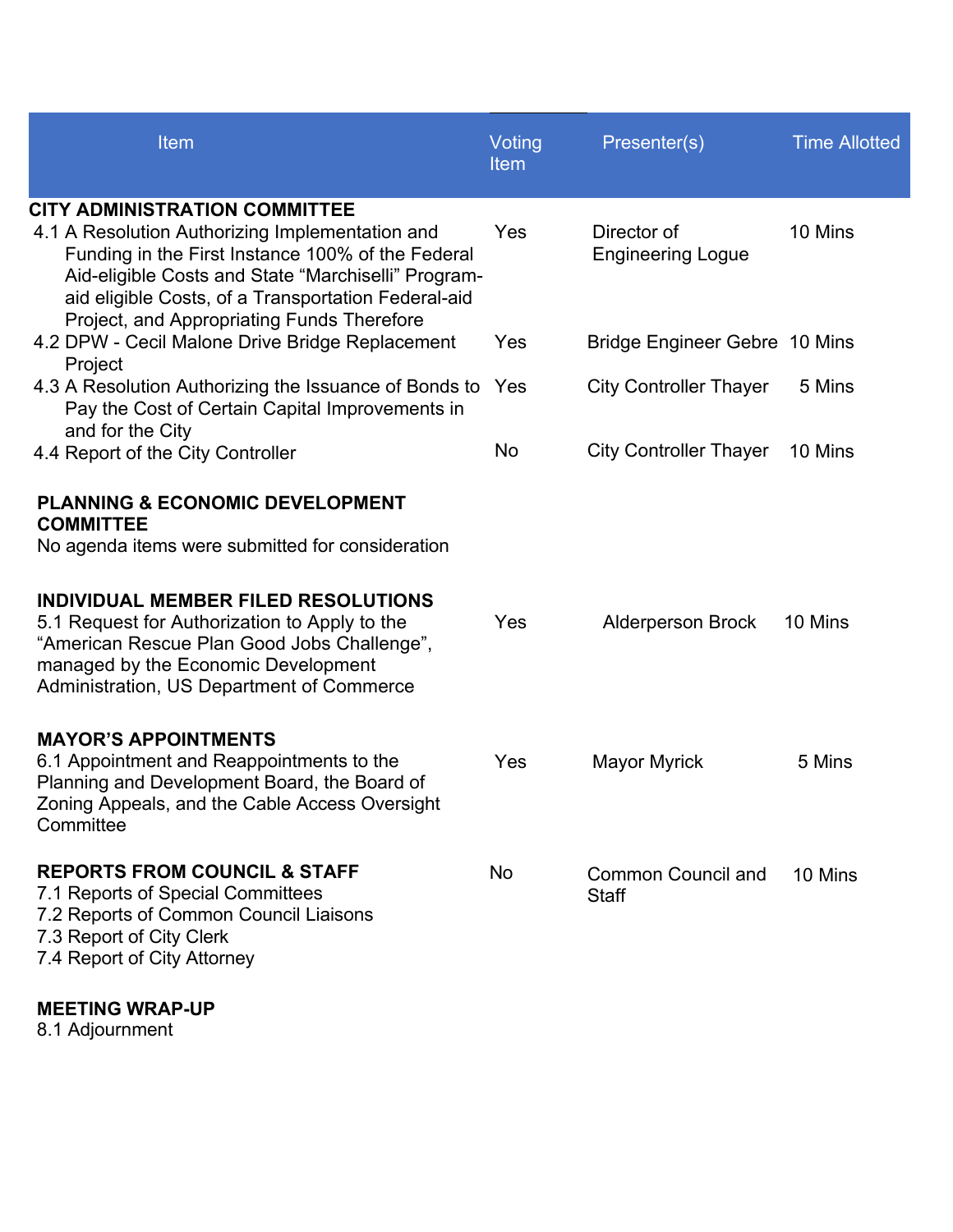| Item | Voting Item | Presenter(s) | Time Allotted |
|---|---|---|---|
| **CITY ADMINISTRATION COMMITTEE** | | | |
| 4.1 A Resolution Authorizing Implementation and Funding in the First Instance 100% of the Federal Aid-eligible Costs and State "Marchiselli" Program-aid eligible Costs, of a Transportation Federal-aid Project, and Appropriating Funds Therefore | Yes | Director of Engineering Logue | 10 Mins |
| 4.2 DPW - Cecil Malone Drive Bridge Replacement Project | Yes | Bridge Engineer Gebre | 10 Mins |
| 4.3 A Resolution Authorizing the Issuance of Bonds to Pay the Cost of Certain Capital Improvements in and for the City | Yes | City Controller Thayer | 5 Mins |
| 4.4 Report of the City Controller | No | City Controller Thayer | 10 Mins |
| **PLANNING & ECONOMIC DEVELOPMENT COMMITTEE** | | | |
| No agenda items were submitted for consideration | | | |
| **INDIVIDUAL MEMBER FILED RESOLUTIONS** | | | |
| 5.1 Request for Authorization to Apply to the "American Rescue Plan Good Jobs Challenge", managed by the Economic Development Administration, US Department of Commerce | Yes | Alderperson Brock | 10 Mins |
| **MAYOR'S APPOINTMENTS** | | | |
| 6.1 Appointment and Reappointments to the Planning and Development Board, the Board of Zoning Appeals, and the Cable Access Oversight Committee | Yes | Mayor Myrick | 5 Mins |
| **REPORTS FROM COUNCIL & STAFF**<br>7.1 Reports of Special Committees<br>7.2 Reports of Common Council Liaisons<br>7.3 Report of City Clerk<br>7.4 Report of City Attorney | No | Common Council and Staff | 10 Mins |
| **MEETING WRAP-UP** | | | |
| 8.1 Adjournment | | | |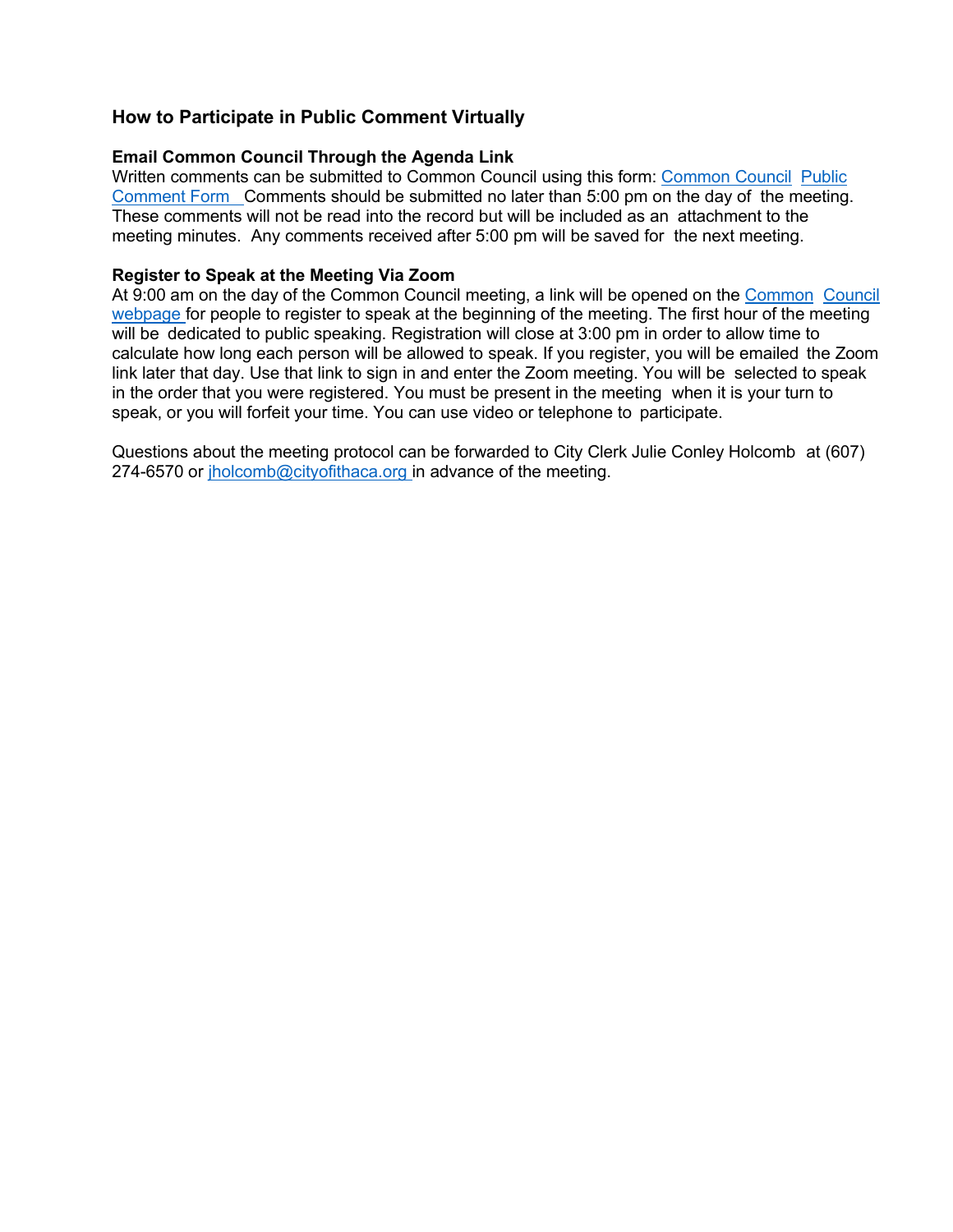## How to Participate in Public Comment Virtually

### Email Common Council Through the Agenda Link

Written comments can be submitted to Common Council using this form: Common Council Public Comment Form Comments should be submitted no later than 5:00 pm on the day of the meeting. These comments will not be read into the record but will be included as an attachment to the meeting minutes. Any comments received after 5:00 pm will be saved for the next meeting.

### Register to Speak at the Meeting Via Zoom

At 9:00 am on the day of the Common Council meeting, a link will be opened on the Common Council webpage for people to register to speak at the beginning of the meeting. The first hour of the meeting will be dedicated to public speaking. Registration will close at 3:00 pm in order to allow time to calculate how long each person will be allowed to speak. If you register, you will be emailed the Zoom link later that day. Use that link to sign in and enter the Zoom meeting. You will be selected to speak in the order that you were registered. You must be present in the meeting when it is your turn to speak, or you will forfeit your time. You can use video or telephone to participate.

Questions about the meeting protocol can be forwarded to City Clerk Julie Conley Holcomb at (607) 274-6570 or jholcomb@cityofithaca.org in advance of the meeting.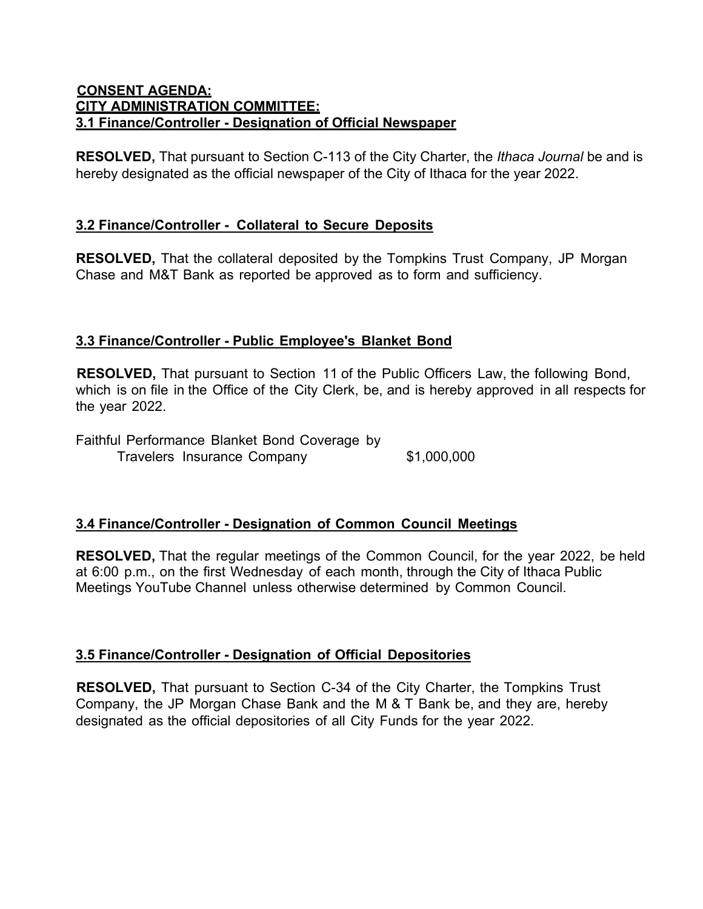**CONSENT AGENDA:**
**CITY ADMINISTRATION COMMITTEE:**
**3.1 Finance/Controller - Designation of Official Newspaper**

**RESOLVED,** That pursuant to Section C-113 of the City Charter, the *Ithaca Journal* be and is hereby designated as the official newspaper of the City of Ithaca for the year 2022.

**3.2 Finance/Controller - Collateral to Secure Deposits**

**RESOLVED,** That the collateral deposited by the Tompkins Trust Company, JP Morgan Chase and M&T Bank as reported be approved as to form and sufficiency.

**3.3 Finance/Controller - Public Employee's Blanket Bond**

**RESOLVED,** That pursuant to Section 11 of the Public Officers Law, the following Bond, which is on file in the Office of the City Clerk, be, and is hereby approved in all respects for the year 2022.

Faithful Performance Blanket Bond Coverage by
Travelers Insurance Company $1,000,000

**3.4 Finance/Controller - Designation of Common Council Meetings**

**RESOLVED,** That the regular meetings of the Common Council, for the year 2022, be held at 6:00 p.m., on the first Wednesday of each month, through the City of Ithaca Public Meetings YouTube Channel unless otherwise determined by Common Council.

**3.5 Finance/Controller - Designation of Official Depositories**

**RESOLVED,** That pursuant to Section C-34 of the City Charter, the Tompkins Trust Company, the JP Morgan Chase Bank and the M & T Bank be, and they are, hereby designated as the official depositories of all City Funds for the year 2022.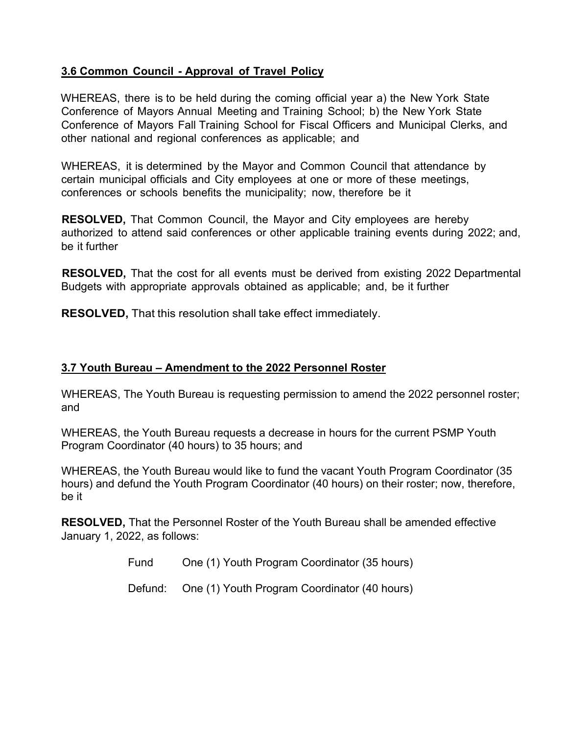### 3.6 Common Council - Approval of Travel Policy

WHEREAS, there is to be held during the coming official year a) the New York State Conference of Mayors Annual Meeting and Training School; b) the New York State Conference of Mayors Fall Training School for Fiscal Officers and Municipal Clerks, and other national and regional conferences as applicable; and

WHEREAS, it is determined by the Mayor and Common Council that attendance by certain municipal officials and City employees at one or more of these meetings, conferences or schools benefits the municipality; now, therefore be it

**RESOLVED,** That Common Council, the Mayor and City employees are hereby authorized to attend said conferences or other applicable training events during 2022; and, be it further

**RESOLVED,** That the cost for all events must be derived from existing 2022 Departmental Budgets with appropriate approvals obtained as applicable; and, be it further

**RESOLVED,** That this resolution shall take effect immediately.

### 3.7 Youth Bureau – Amendment to the 2022 Personnel Roster

WHEREAS, The Youth Bureau is requesting permission to amend the 2022 personnel roster; and

WHEREAS, the Youth Bureau requests a decrease in hours for the current PSMP Youth Program Coordinator (40 hours) to 35 hours; and

WHEREAS, the Youth Bureau would like to fund the vacant Youth Program Coordinator (35 hours) and defund the Youth Program Coordinator (40 hours) on their roster; now, therefore, be it

**RESOLVED,** That the Personnel Roster of the Youth Bureau shall be amended effective January 1, 2022, as follows:

Fund One (1) Youth Program Coordinator (35 hours)

Defund: One (1) Youth Program Coordinator (40 hours)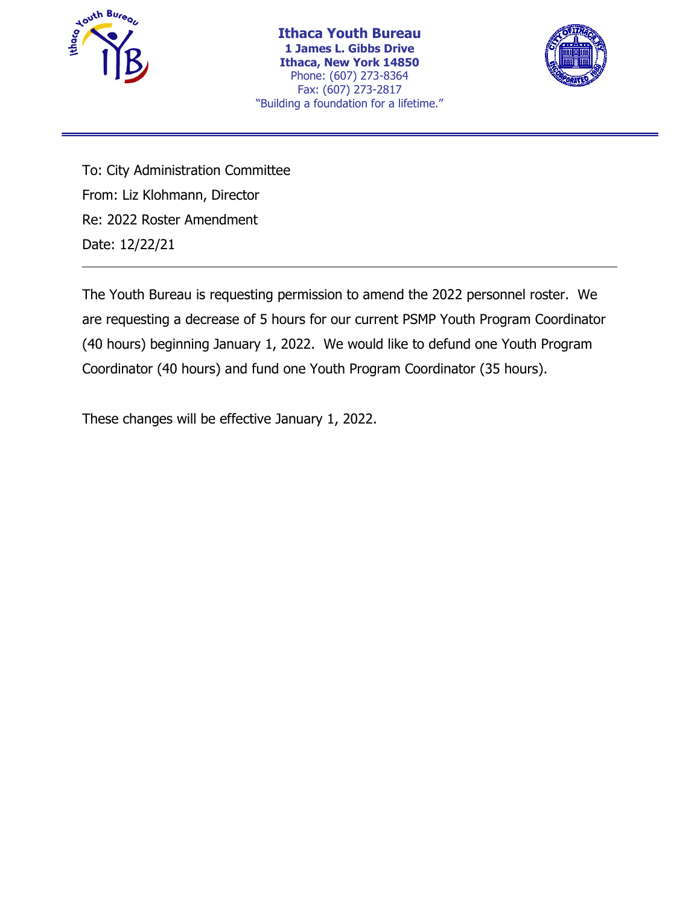# Ithaca Youth Bureau

**1 James L. Gibbs Drive**
**Ithaca, New York 14850**
Phone: (607) 273-8364
Fax: (607) 273-2817
"Building a foundation for a lifetime."

---

To: City Administration Committee
From: Liz Klohmann, Director
Re: 2022 Roster Amendment
Date: 12/22/21

---

The Youth Bureau is requesting permission to amend the 2022 personnel roster. We are requesting a decrease of 5 hours for our current PSMP Youth Program Coordinator (40 hours) beginning January 1, 2022. We would like to defund one Youth Program Coordinator (40 hours) and fund one Youth Program Coordinator (35 hours).

These changes will be effective January 1, 2022.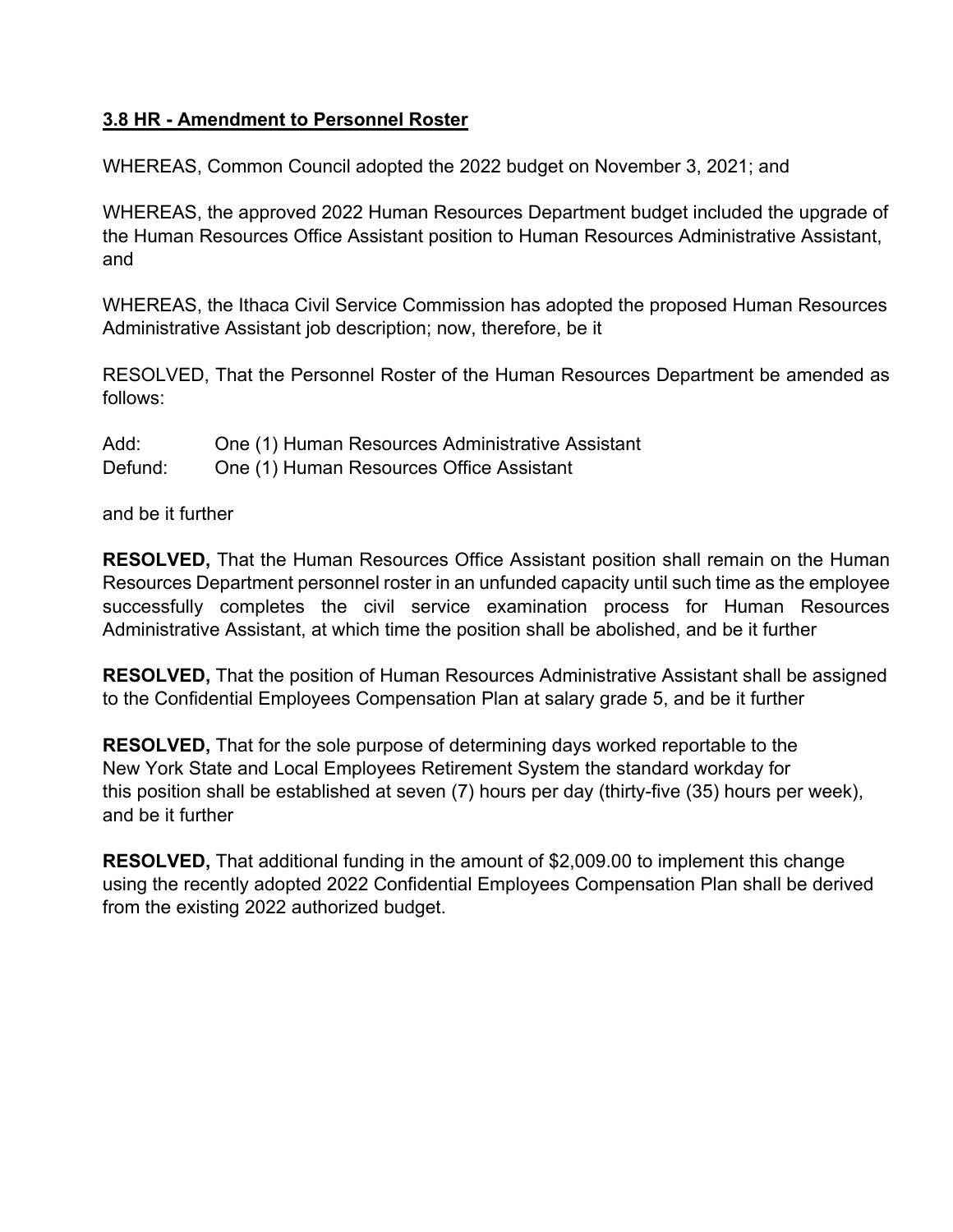### 3.8 HR - Amendment to Personnel Roster

WHEREAS, Common Council adopted the 2022 budget on November 3, 2021; and

WHEREAS, the approved 2022 Human Resources Department budget included the upgrade of the Human Resources Office Assistant position to Human Resources Administrative Assistant, and

WHEREAS, the Ithaca Civil Service Commission has adopted the proposed Human Resources Administrative Assistant job description; now, therefore, be it

RESOLVED, That the Personnel Roster of the Human Resources Department be amended as follows:

Add: One (1) Human Resources Administrative Assistant
Defund: One (1) Human Resources Office Assistant

and be it further

**RESOLVED,** That the Human Resources Office Assistant position shall remain on the Human Resources Department personnel roster in an unfunded capacity until such time as the employee successfully completes the civil service examination process for Human Resources Administrative Assistant, at which time the position shall be abolished, and be it further

**RESOLVED,** That the position of Human Resources Administrative Assistant shall be assigned to the Confidential Employees Compensation Plan at salary grade 5, and be it further

**RESOLVED,** That for the sole purpose of determining days worked reportable to the New York State and Local Employees Retirement System the standard workday for this position shall be established at seven (7) hours per day (thirty-five (35) hours per week), and be it further

**RESOLVED,** That additional funding in the amount of $2,009.00 to implement this change using the recently adopted 2022 Confidential Employees Compensation Plan shall be derived from the existing 2022 authorized budget.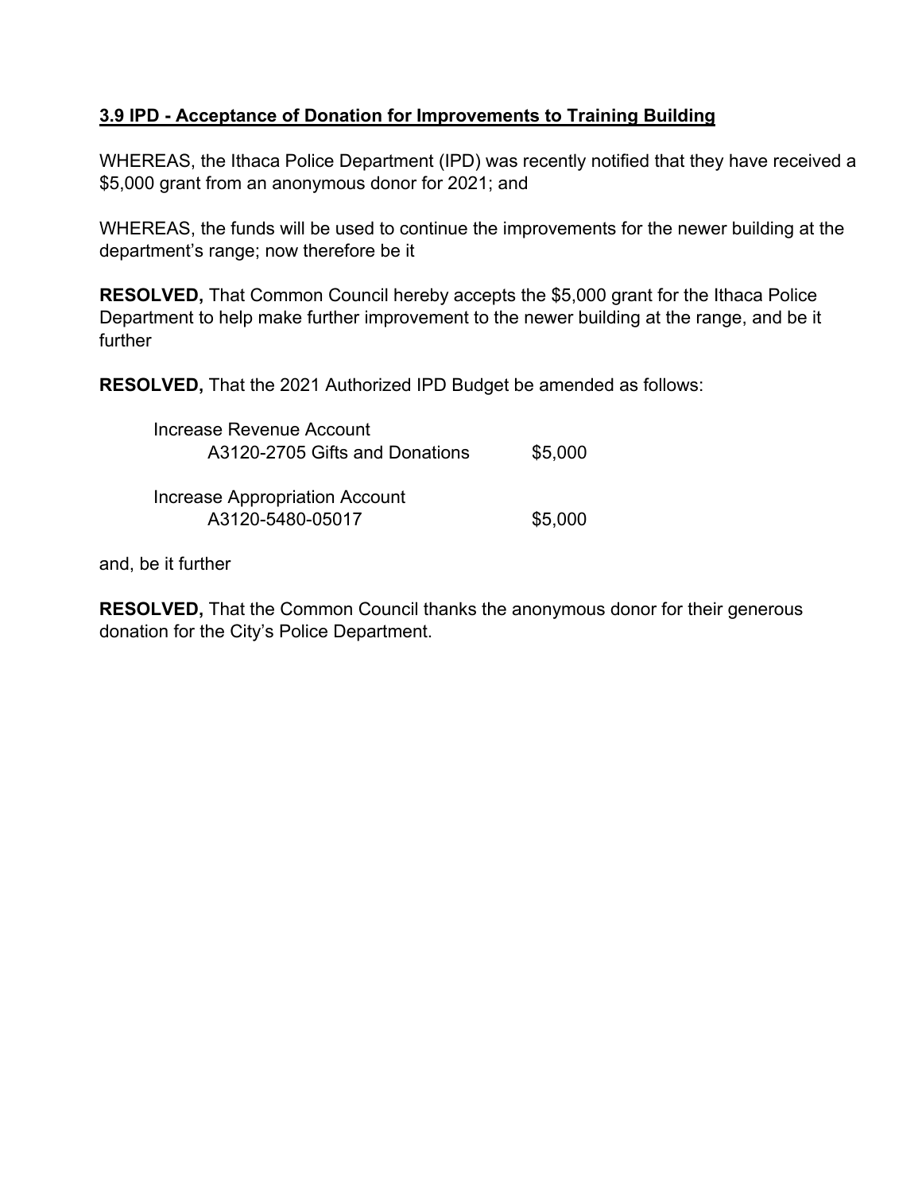## 3.9 IPD - Acceptance of Donation for Improvements to Training Building

WHEREAS, the Ithaca Police Department (IPD) was recently notified that they have received a $5,000 grant from an anonymous donor for 2021; and

WHEREAS, the funds will be used to continue the improvements for the newer building at the department's range; now therefore be it

**RESOLVED,** That Common Council hereby accepts the $5,000 grant for the Ithaca Police Department to help make further improvement to the newer building at the range, and be it further

**RESOLVED,** That the 2021 Authorized IPD Budget be amended as follows:

| | |
|---|---|
| Increase Revenue Account | |
| A3120-2705 Gifts and Donations | $5,000 |
| Increase Appropriation Account | |
| A3120-5480-05017 | $5,000 |

and, be it further

**RESOLVED,** That the Common Council thanks the anonymous donor for their generous donation for the City's Police Department.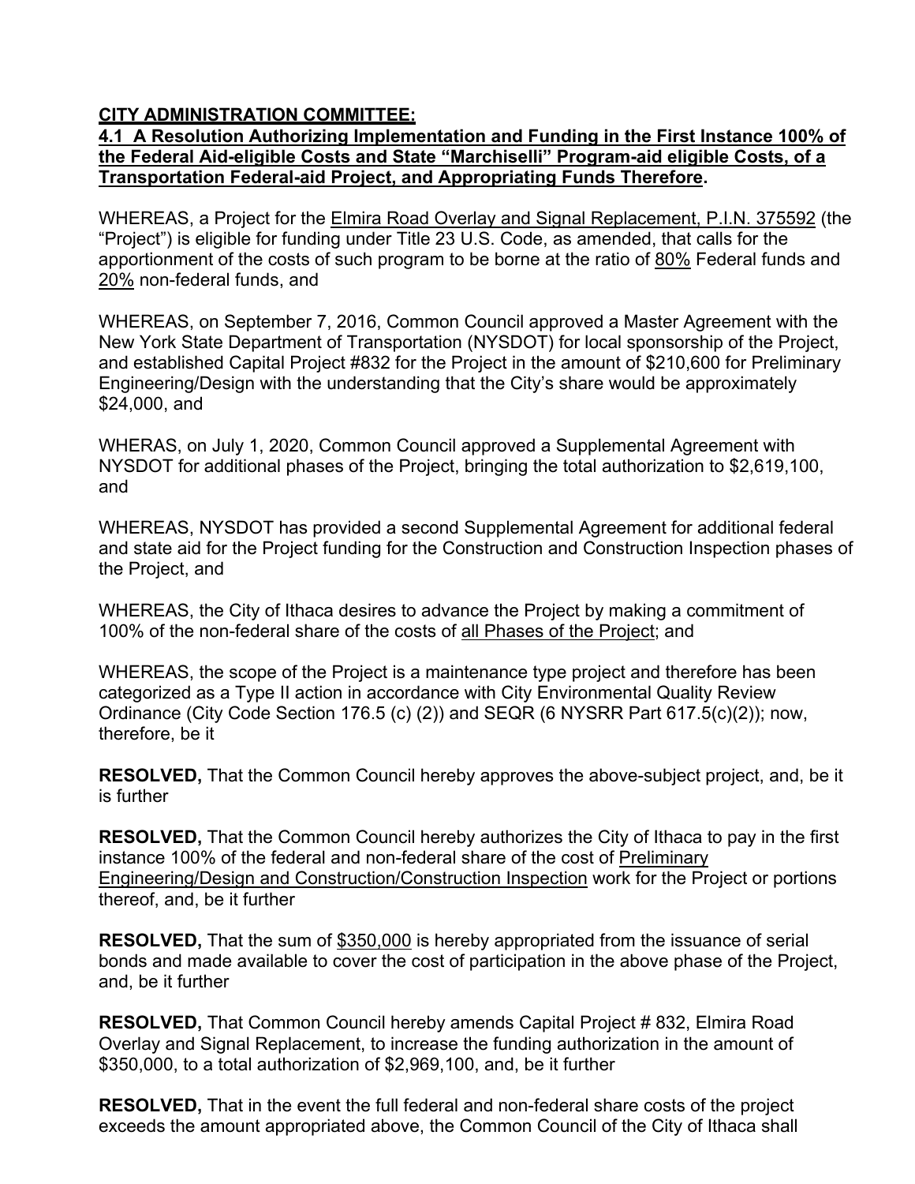**CITY ADMINISTRATION COMMITTEE:**

**4.1 A Resolution Authorizing Implementation and Funding in the First Instance 100% of the Federal Aid-eligible Costs and State "Marchiselli" Program-aid eligible Costs, of a Transportation Federal-aid Project, and Appropriating Funds Therefore.**

WHEREAS, a Project for the Elmira Road Overlay and Signal Replacement, P.I.N. 375592 (the "Project") is eligible for funding under Title 23 U.S. Code, as amended, that calls for the apportionment of the costs of such program to be borne at the ratio of 80% Federal funds and 20% non-federal funds, and

WHEREAS, on September 7, 2016, Common Council approved a Master Agreement with the New York State Department of Transportation (NYSDOT) for local sponsorship of the Project, and established Capital Project #832 for the Project in the amount of $210,600 for Preliminary Engineering/Design with the understanding that the City's share would be approximately $24,000, and

WHERAS, on July 1, 2020, Common Council approved a Supplemental Agreement with NYSDOT for additional phases of the Project, bringing the total authorization to $2,619,100, and

WHEREAS, NYSDOT has provided a second Supplemental Agreement for additional federal and state aid for the Project funding for the Construction and Construction Inspection phases of the Project, and

WHEREAS, the City of Ithaca desires to advance the Project by making a commitment of 100% of the non-federal share of the costs of all Phases of the Project; and

WHEREAS, the scope of the Project is a maintenance type project and therefore has been categorized as a Type II action in accordance with City Environmental Quality Review Ordinance (City Code Section 176.5 (c) (2)) and SEQR (6 NYSRR Part 617.5(c)(2)); now, therefore, be it

**RESOLVED,** That the Common Council hereby approves the above-subject project, and, be it is further

**RESOLVED,** That the Common Council hereby authorizes the City of Ithaca to pay in the first instance 100% of the federal and non-federal share of the cost of Preliminary Engineering/Design and Construction/Construction Inspection work for the Project or portions thereof, and, be it further

**RESOLVED,** That the sum of $350,000 is hereby appropriated from the issuance of serial bonds and made available to cover the cost of participation in the above phase of the Project, and, be it further

**RESOLVED,** That Common Council hereby amends Capital Project # 832, Elmira Road Overlay and Signal Replacement, to increase the funding authorization in the amount of $350,000, to a total authorization of $2,969,100, and, be it further

**RESOLVED,** That in the event the full federal and non-federal share costs of the project exceeds the amount appropriated above, the Common Council of the City of Ithaca shall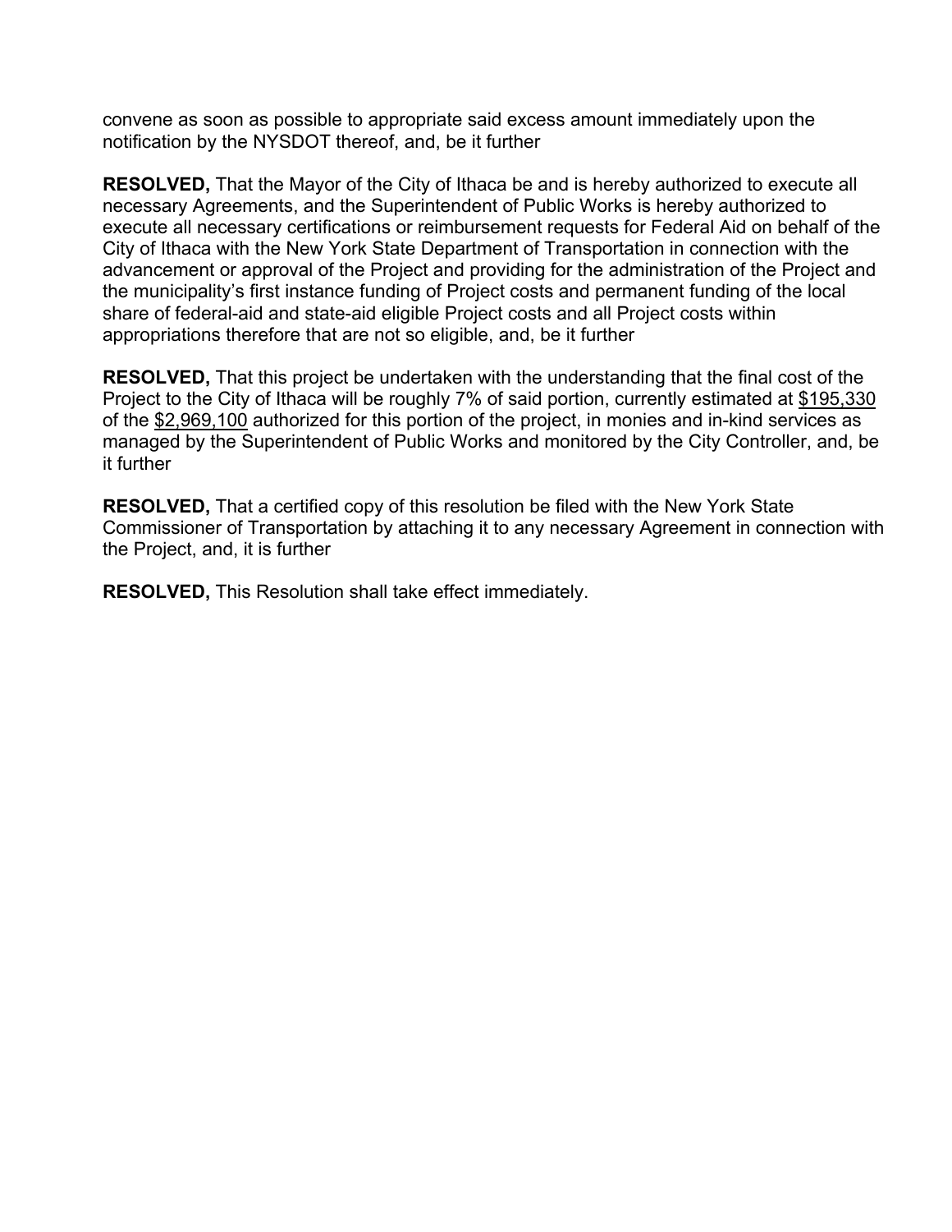convene as soon as possible to appropriate said excess amount immediately upon the notification by the NYSDOT thereof, and, be it further

**RESOLVED,** That the Mayor of the City of Ithaca be and is hereby authorized to execute all necessary Agreements, and the Superintendent of Public Works is hereby authorized to execute all necessary certifications or reimbursement requests for Federal Aid on behalf of the City of Ithaca with the New York State Department of Transportation in connection with the advancement or approval of the Project and providing for the administration of the Project and the municipality's first instance funding of Project costs and permanent funding of the local share of federal-aid and state-aid eligible Project costs and all Project costs within appropriations therefore that are not so eligible, and, be it further

**RESOLVED,** That this project be undertaken with the understanding that the final cost of the Project to the City of Ithaca will be roughly 7% of said portion, currently estimated at <u>$195,330</u> of the <u>$2,969,100</u> authorized for this portion of the project, in monies and in-kind services as managed by the Superintendent of Public Works and monitored by the City Controller, and, be it further

**RESOLVED,** That a certified copy of this resolution be filed with the New York State Commissioner of Transportation by attaching it to any necessary Agreement in connection with the Project, and, it is further

**RESOLVED,** This Resolution shall take effect immediately.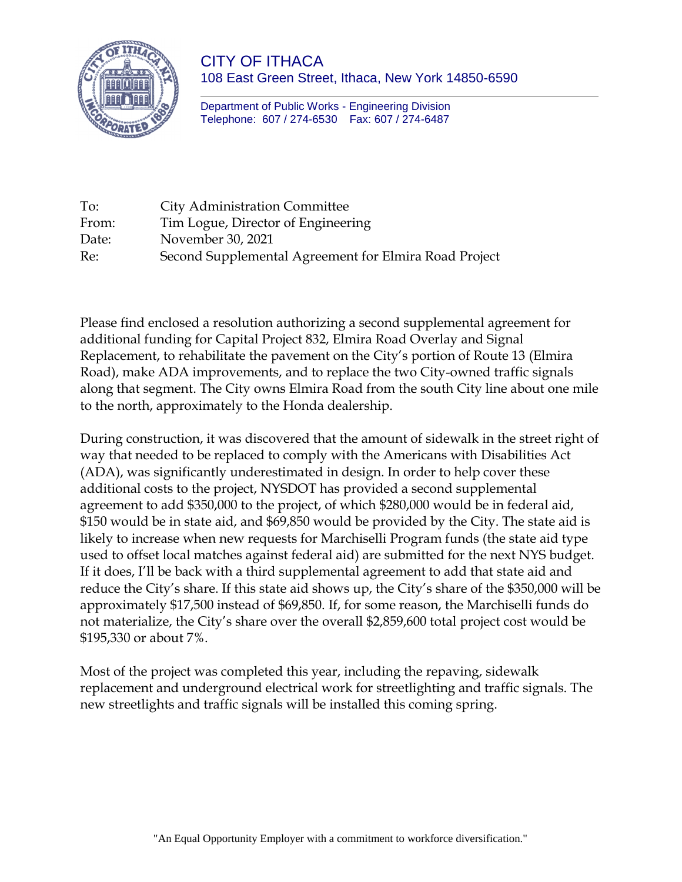# CITY OF ITHACA

108 East Green Street, Ithaca, New York 14850-6590

Department of Public Works - Engineering Division
Telephone: 607 / 274-6530 Fax: 607 / 274-6487

To: City Administration Committee
From: Tim Logue, Director of Engineering
Date: November 30, 2021
Re: Second Supplemental Agreement for Elmira Road Project

Please find enclosed a resolution authorizing a second supplemental agreement for additional funding for Capital Project 832, Elmira Road Overlay and Signal Replacement, to rehabilitate the pavement on the City's portion of Route 13 (Elmira Road), make ADA improvements, and to replace the two City-owned traffic signals along that segment. The City owns Elmira Road from the south City line about one mile to the north, approximately to the Honda dealership.

During construction, it was discovered that the amount of sidewalk in the street right of way that needed to be replaced to comply with the Americans with Disabilities Act (ADA), was significantly underestimated in design. In order to help cover these additional costs to the project, NYSDOT has provided a second supplemental agreement to add $350,000 to the project, of which $280,000 would be in federal aid, $150 would be in state aid, and $69,850 would be provided by the City. The state aid is likely to increase when new requests for Marchiselli Program funds (the state aid type used to offset local matches against federal aid) are submitted for the next NYS budget. If it does, I'll be back with a third supplemental agreement to add that state aid and reduce the City's share. If this state aid shows up, the City's share of the $350,000 will be approximately $17,500 instead of $69,850. If, for some reason, the Marchiselli funds do not materialize, the City's share over the overall $2,859,600 total project cost would be $195,330 or about 7%.

Most of the project was completed this year, including the repaving, sidewalk replacement and underground electrical work for streetlighting and traffic signals. The new streetlights and traffic signals will be installed this coming spring.

"An Equal Opportunity Employer with a commitment to workforce diversification."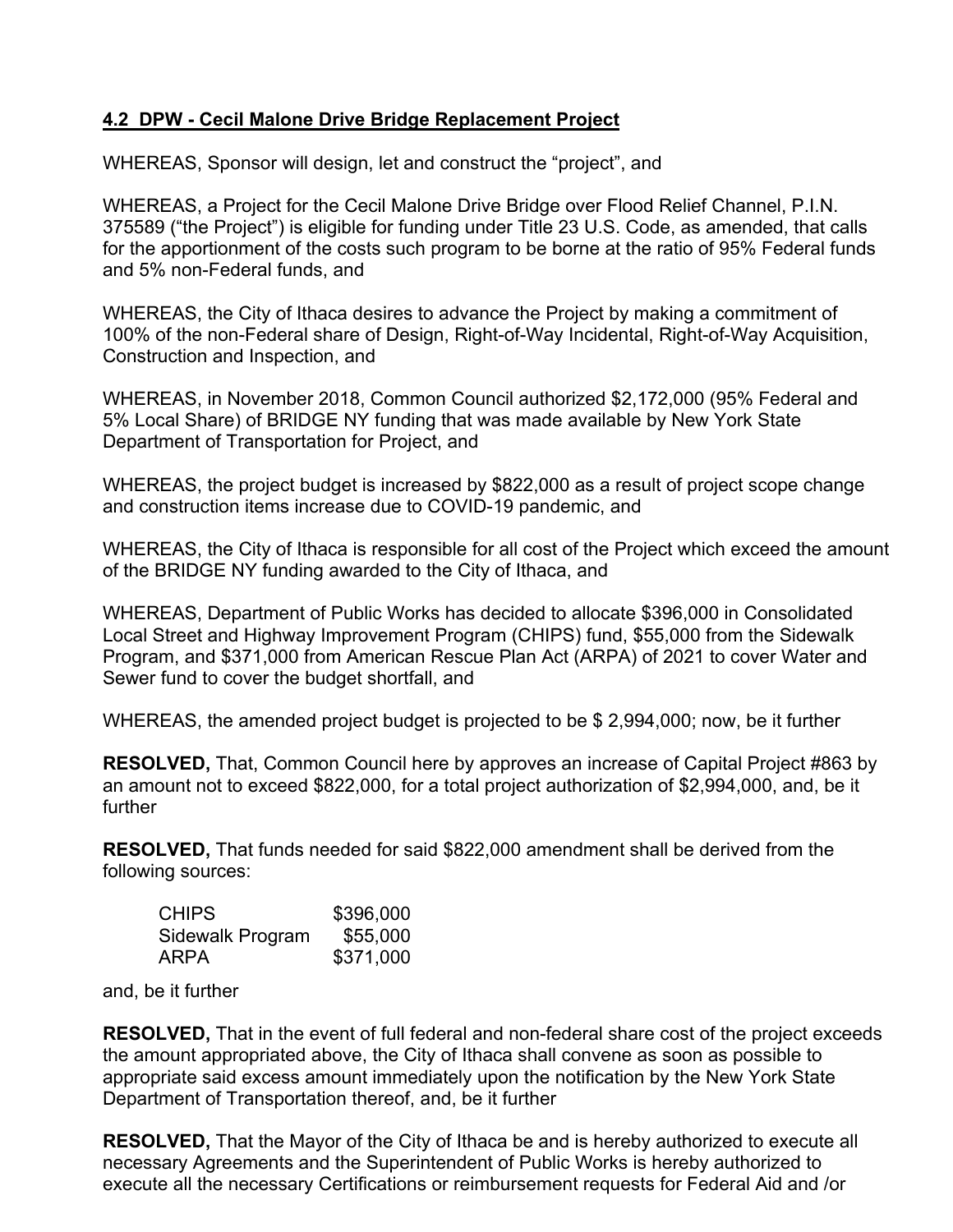**4.2 DPW - Cecil Malone Drive Bridge Replacement Project**

WHEREAS, Sponsor will design, let and construct the "project", and

WHEREAS, a Project for the Cecil Malone Drive Bridge over Flood Relief Channel, P.I.N. 375589 ("the Project") is eligible for funding under Title 23 U.S. Code, as amended, that calls for the apportionment of the costs such program to be borne at the ratio of 95% Federal funds and 5% non-Federal funds, and

WHEREAS, the City of Ithaca desires to advance the Project by making a commitment of 100% of the non-Federal share of Design, Right-of-Way Incidental, Right-of-Way Acquisition, Construction and Inspection, and

WHEREAS, in November 2018, Common Council authorized $2,172,000 (95% Federal and 5% Local Share) of BRIDGE NY funding that was made available by New York State Department of Transportation for Project, and

WHEREAS, the project budget is increased by $822,000 as a result of project scope change and construction items increase due to COVID-19 pandemic, and

WHEREAS, the City of Ithaca is responsible for all cost of the Project which exceed the amount of the BRIDGE NY funding awarded to the City of Ithaca, and

WHEREAS, Department of Public Works has decided to allocate $396,000 in Consolidated Local Street and Highway Improvement Program (CHIPS) fund, $55,000 from the Sidewalk Program, and $371,000 from American Rescue Plan Act (ARPA) of 2021 to cover Water and Sewer fund to cover the budget shortfall, and

WHEREAS, the amended project budget is projected to be $ 2,994,000; now, be it further

**RESOLVED,** That, Common Council here by approves an increase of Capital Project #863 by an amount not to exceed $822,000, for a total project authorization of $2,994,000, and, be it further

**RESOLVED,** That funds needed for said $822,000 amendment shall be derived from the following sources:

| | |
|---|---|
| CHIPS | $396,000 |
| Sidewalk Program | $55,000 |
| ARPA | $371,000 |

and, be it further

**RESOLVED,** That in the event of full federal and non-federal share cost of the project exceeds the amount appropriated above, the City of Ithaca shall convene as soon as possible to appropriate said excess amount immediately upon the notification by the New York State Department of Transportation thereof, and, be it further

**RESOLVED,** That the Mayor of the City of Ithaca be and is hereby authorized to execute all necessary Agreements and the Superintendent of Public Works is hereby authorized to execute all the necessary Certifications or reimbursement requests for Federal Aid and /or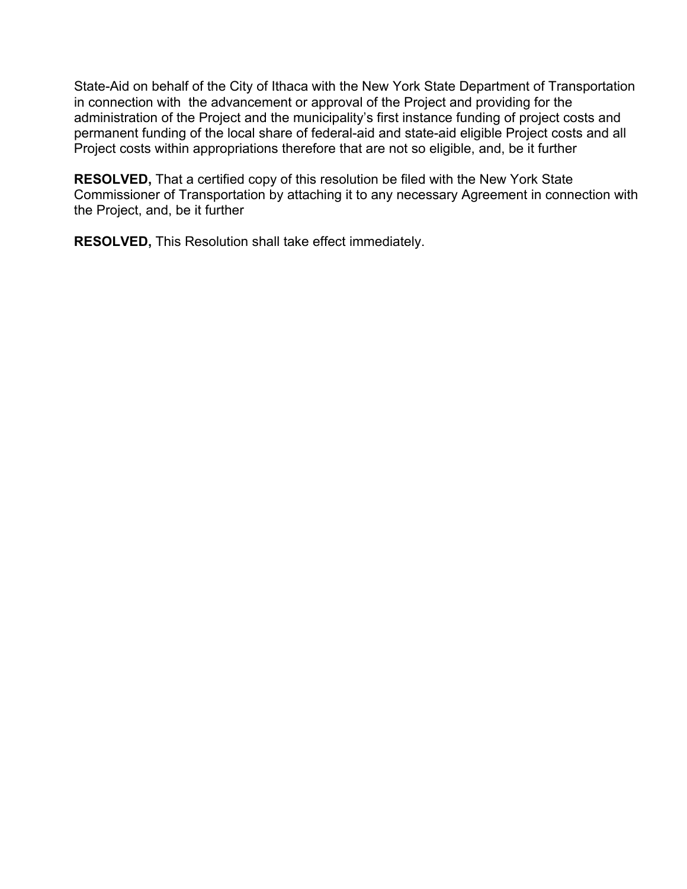State-Aid on behalf of the City of Ithaca with the New York State Department of Transportation in connection with the advancement or approval of the Project and providing for the administration of the Project and the municipality's first instance funding of project costs and permanent funding of the local share of federal-aid and state-aid eligible Project costs and all Project costs within appropriations therefore that are not so eligible, and, be it further

**RESOLVED,** That a certified copy of this resolution be filed with the New York State Commissioner of Transportation by attaching it to any necessary Agreement in connection with the Project, and, be it further

**RESOLVED,** This Resolution shall take effect immediately.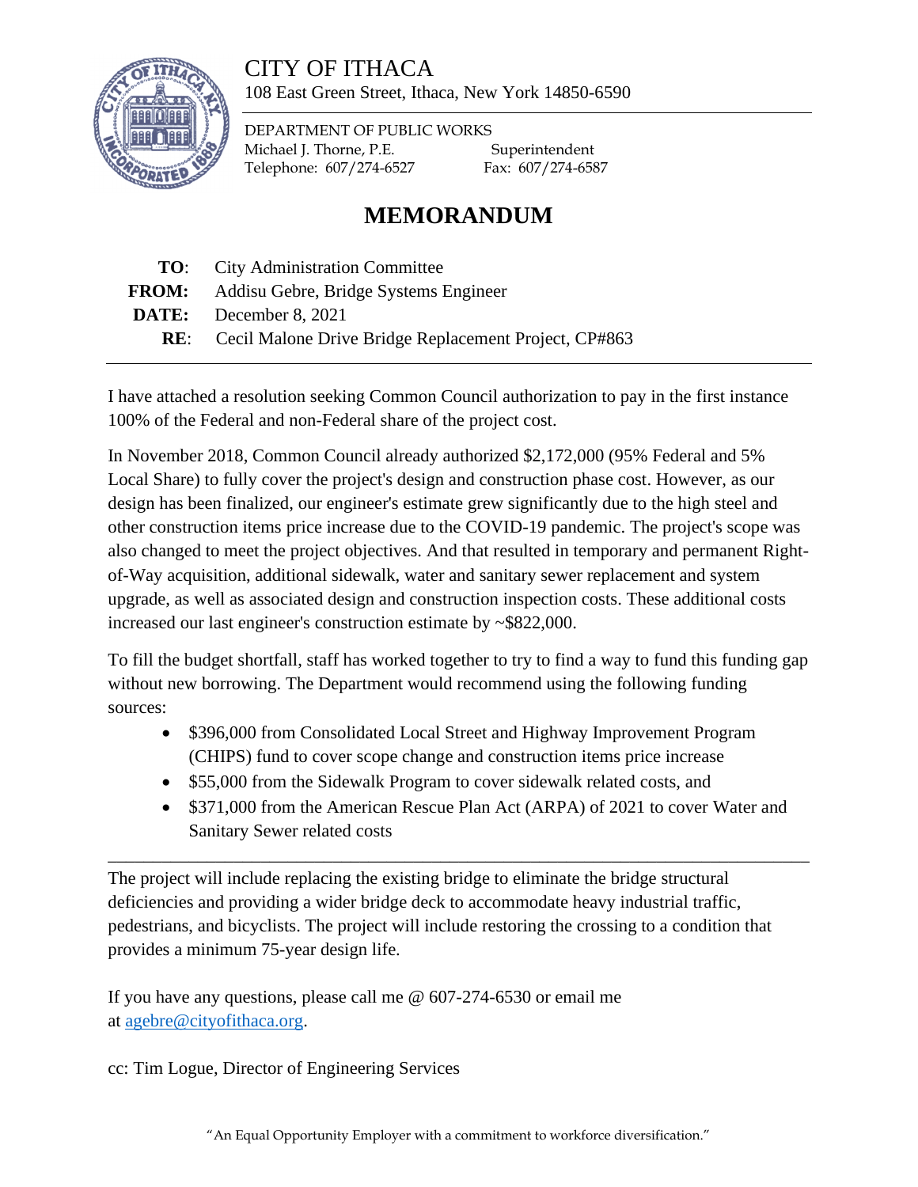# CITY OF ITHACA

108 East Green Street, Ithaca, New York 14850-6590

DEPARTMENT OF PUBLIC WORKS
Michael J. Thorne, P.E. Superintendent
Telephone: 607/274-6527 Fax: 607/274-6587

## MEMORANDUM

**TO**: City Administration Committee
**FROM:** Addisu Gebre, Bridge Systems Engineer
**DATE:** December 8, 2021
**RE**: Cecil Malone Drive Bridge Replacement Project, CP#863

---

I have attached a resolution seeking Common Council authorization to pay in the first instance 100% of the Federal and non-Federal share of the project cost.

In November 2018, Common Council already authorized $2,172,000 (95% Federal and 5% Local Share) to fully cover the project's design and construction phase cost. However, as our design has been finalized, our engineer's estimate grew significantly due to the high steel and other construction items price increase due to the COVID-19 pandemic. The project's scope was also changed to meet the project objectives. And that resulted in temporary and permanent Right-of-Way acquisition, additional sidewalk, water and sanitary sewer replacement and system upgrade, as well as associated design and construction inspection costs. These additional costs increased our last engineer's construction estimate by ~$822,000.

To fill the budget shortfall, staff has worked together to try to find a way to fund this funding gap without new borrowing. The Department would recommend using the following funding sources:

- $396,000 from Consolidated Local Street and Highway Improvement Program (CHIPS) fund to cover scope change and construction items price increase
- $55,000 from the Sidewalk Program to cover sidewalk related costs, and
- $371,000 from the American Rescue Plan Act (ARPA) of 2021 to cover Water and Sanitary Sewer related costs

---

The project will include replacing the existing bridge to eliminate the bridge structural deficiencies and providing a wider bridge deck to accommodate heavy industrial traffic, pedestrians, and bicyclists. The project will include restoring the crossing to a condition that provides a minimum 75-year design life.

If you have any questions, please call me @ 607-274-6530 or email me at agebre@cityofithaca.org.

cc: Tim Logue, Director of Engineering Services

"An Equal Opportunity Employer with a commitment to workforce diversification."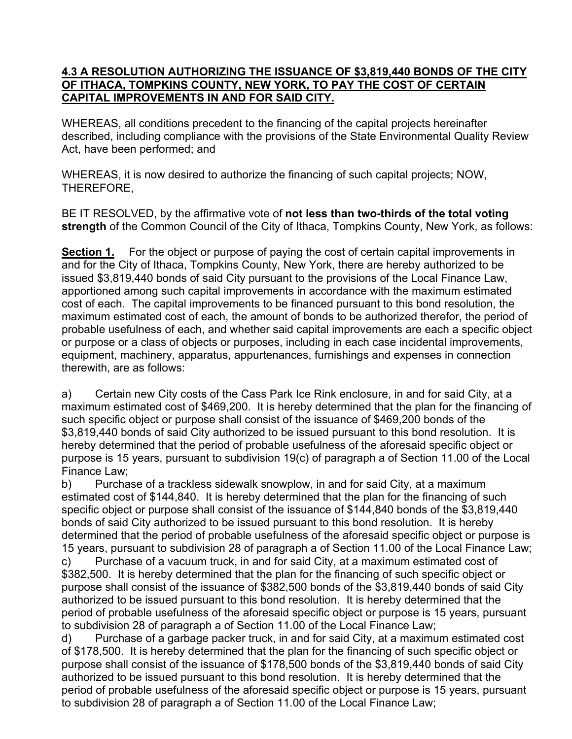**4.3 A RESOLUTION AUTHORIZING THE ISSUANCE OF $3,819,440 BONDS OF THE CITY OF ITHACA, TOMPKINS COUNTY, NEW YORK, TO PAY THE COST OF CERTAIN CAPITAL IMPROVEMENTS IN AND FOR SAID CITY.**

WHEREAS, all conditions precedent to the financing of the capital projects hereinafter described, including compliance with the provisions of the State Environmental Quality Review Act, have been performed; and

WHEREAS, it is now desired to authorize the financing of such capital projects; NOW, THEREFORE,

BE IT RESOLVED, by the affirmative vote of **not less than two-thirds of the total voting strength** of the Common Council of the City of Ithaca, Tompkins County, New York, as follows:

**Section 1.** For the object or purpose of paying the cost of certain capital improvements in and for the City of Ithaca, Tompkins County, New York, there are hereby authorized to be issued $3,819,440 bonds of said City pursuant to the provisions of the Local Finance Law, apportioned among such capital improvements in accordance with the maximum estimated cost of each. The capital improvements to be financed pursuant to this bond resolution, the maximum estimated cost of each, the amount of bonds to be authorized therefor, the period of probable usefulness of each, and whether said capital improvements are each a specific object or purpose or a class of objects or purposes, including in each case incidental improvements, equipment, machinery, apparatus, appurtenances, furnishings and expenses in connection therewith, are as follows:

a) Certain new City costs of the Cass Park Ice Rink enclosure, in and for said City, at a maximum estimated cost of $469,200. It is hereby determined that the plan for the financing of such specific object or purpose shall consist of the issuance of $469,200 bonds of the $3,819,440 bonds of said City authorized to be issued pursuant to this bond resolution. It is hereby determined that the period of probable usefulness of the aforesaid specific object or purpose is 15 years, pursuant to subdivision 19(c) of paragraph a of Section 11.00 of the Local Finance Law;

b) Purchase of a trackless sidewalk snowplow, in and for said City, at a maximum estimated cost of $144,840. It is hereby determined that the plan for the financing of such specific object or purpose shall consist of the issuance of $144,840 bonds of the $3,819,440 bonds of said City authorized to be issued pursuant to this bond resolution. It is hereby determined that the period of probable usefulness of the aforesaid specific object or purpose is 15 years, pursuant to subdivision 28 of paragraph a of Section 11.00 of the Local Finance Law;

c) Purchase of a vacuum truck, in and for said City, at a maximum estimated cost of $382,500. It is hereby determined that the plan for the financing of such specific object or purpose shall consist of the issuance of $382,500 bonds of the $3,819,440 bonds of said City authorized to be issued pursuant to this bond resolution. It is hereby determined that the period of probable usefulness of the aforesaid specific object or purpose is 15 years, pursuant to subdivision 28 of paragraph a of Section 11.00 of the Local Finance Law;

d) Purchase of a garbage packer truck, in and for said City, at a maximum estimated cost of $178,500. It is hereby determined that the plan for the financing of such specific object or purpose shall consist of the issuance of $178,500 bonds of the $3,819,440 bonds of said City authorized to be issued pursuant to this bond resolution. It is hereby determined that the period of probable usefulness of the aforesaid specific object or purpose is 15 years, pursuant to subdivision 28 of paragraph a of Section 11.00 of the Local Finance Law;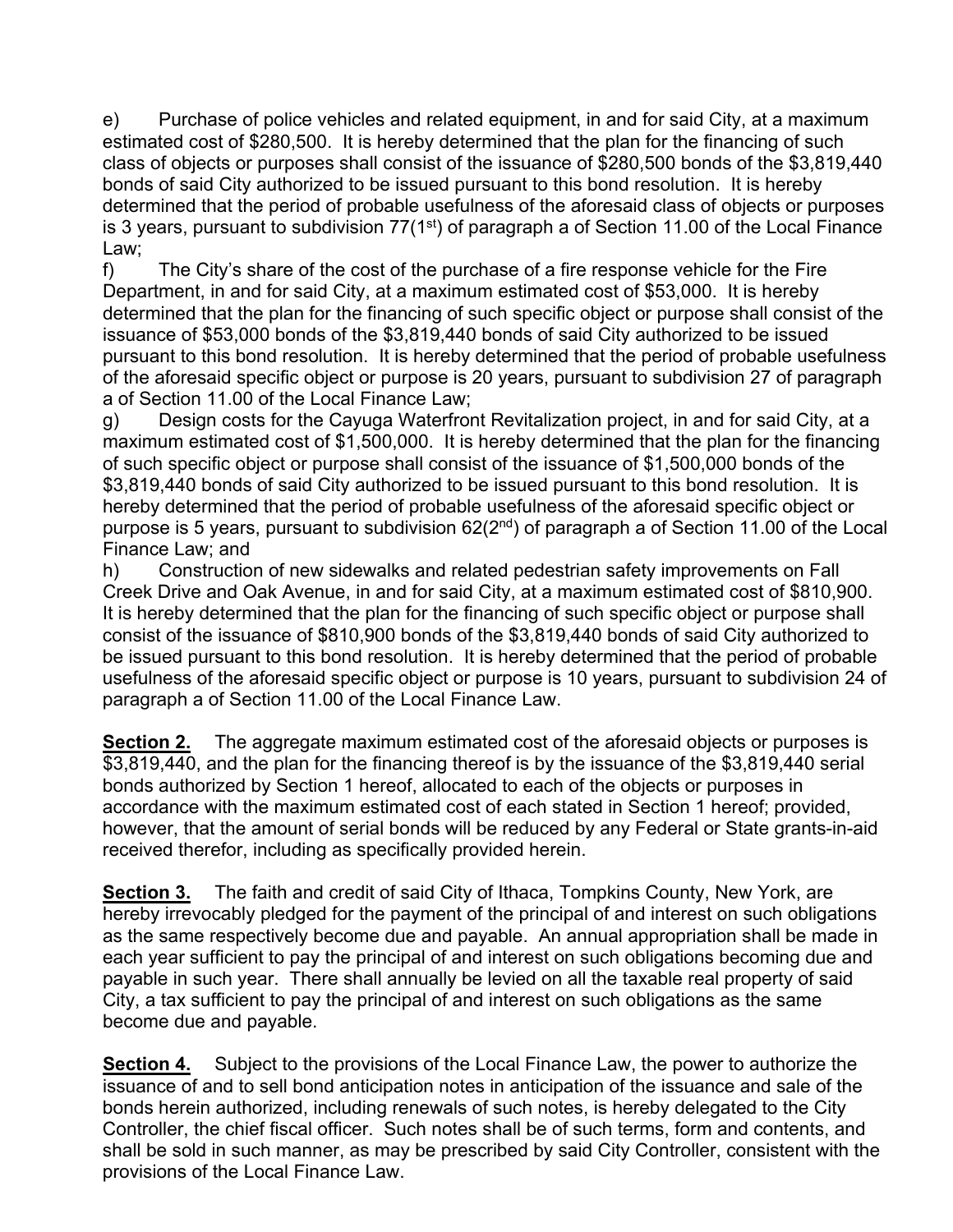e) Purchase of police vehicles and related equipment, in and for said City, at a maximum estimated cost of $280,500. It is hereby determined that the plan for the financing of such class of objects or purposes shall consist of the issuance of $280,500 bonds of the $3,819,440 bonds of said City authorized to be issued pursuant to this bond resolution. It is hereby determined that the period of probable usefulness of the aforesaid class of objects or purposes is 3 years, pursuant to subdivision 77(1st) of paragraph a of Section 11.00 of the Local Finance Law;

f) The City's share of the cost of the purchase of a fire response vehicle for the Fire Department, in and for said City, at a maximum estimated cost of $53,000. It is hereby determined that the plan for the financing of such specific object or purpose shall consist of the issuance of $53,000 bonds of the $3,819,440 bonds of said City authorized to be issued pursuant to this bond resolution. It is hereby determined that the period of probable usefulness of the aforesaid specific object or purpose is 20 years, pursuant to subdivision 27 of paragraph a of Section 11.00 of the Local Finance Law;

g) Design costs for the Cayuga Waterfront Revitalization project, in and for said City, at a maximum estimated cost of $1,500,000. It is hereby determined that the plan for the financing of such specific object or purpose shall consist of the issuance of $1,500,000 bonds of the $3,819,440 bonds of said City authorized to be issued pursuant to this bond resolution. It is hereby determined that the period of probable usefulness of the aforesaid specific object or purpose is 5 years, pursuant to subdivision 62(2nd) of paragraph a of Section 11.00 of the Local Finance Law; and

h) Construction of new sidewalks and related pedestrian safety improvements on Fall Creek Drive and Oak Avenue, in and for said City, at a maximum estimated cost of $810,900. It is hereby determined that the plan for the financing of such specific object or purpose shall consist of the issuance of $810,900 bonds of the $3,819,440 bonds of said City authorized to be issued pursuant to this bond resolution. It is hereby determined that the period of probable usefulness of the aforesaid specific object or purpose is 10 years, pursuant to subdivision 24 of paragraph a of Section 11.00 of the Local Finance Law.

**Section 2.** The aggregate maximum estimated cost of the aforesaid objects or purposes is $3,819,440, and the plan for the financing thereof is by the issuance of the $3,819,440 serial bonds authorized by Section 1 hereof, allocated to each of the objects or purposes in accordance with the maximum estimated cost of each stated in Section 1 hereof; provided, however, that the amount of serial bonds will be reduced by any Federal or State grants-in-aid received therefor, including as specifically provided herein.

**Section 3.** The faith and credit of said City of Ithaca, Tompkins County, New York, are hereby irrevocably pledged for the payment of the principal of and interest on such obligations as the same respectively become due and payable. An annual appropriation shall be made in each year sufficient to pay the principal of and interest on such obligations becoming due and payable in such year. There shall annually be levied on all the taxable real property of said City, a tax sufficient to pay the principal of and interest on such obligations as the same become due and payable.

**Section 4.** Subject to the provisions of the Local Finance Law, the power to authorize the issuance of and to sell bond anticipation notes in anticipation of the issuance and sale of the bonds herein authorized, including renewals of such notes, is hereby delegated to the City Controller, the chief fiscal officer. Such notes shall be of such terms, form and contents, and shall be sold in such manner, as may be prescribed by said City Controller, consistent with the provisions of the Local Finance Law.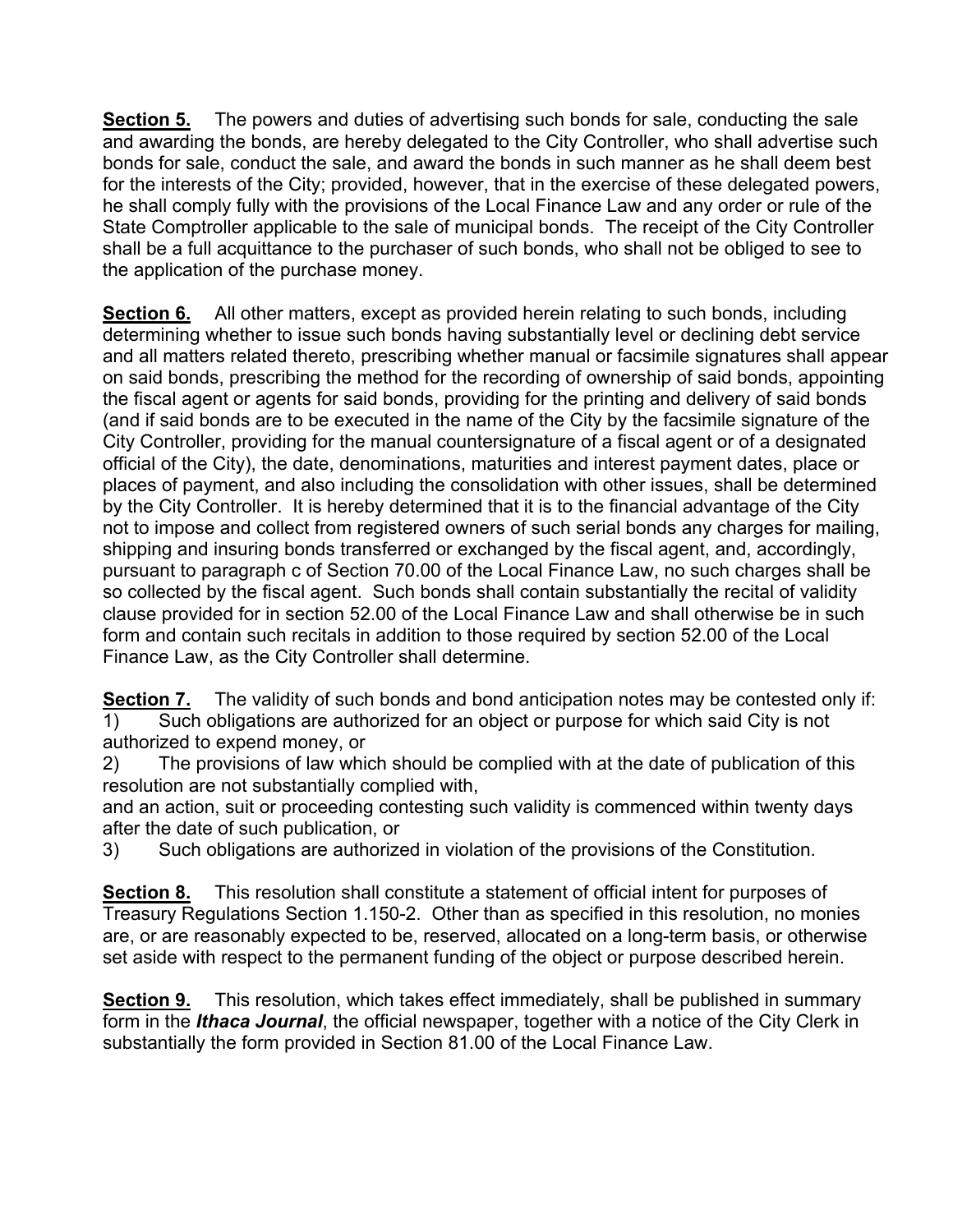**Section 5.** The powers and duties of advertising such bonds for sale, conducting the sale and awarding the bonds, are hereby delegated to the City Controller, who shall advertise such bonds for sale, conduct the sale, and award the bonds in such manner as he shall deem best for the interests of the City; provided, however, that in the exercise of these delegated powers, he shall comply fully with the provisions of the Local Finance Law and any order or rule of the State Comptroller applicable to the sale of municipal bonds. The receipt of the City Controller shall be a full acquittance to the purchaser of such bonds, who shall not be obliged to see to the application of the purchase money.

**Section 6.** All other matters, except as provided herein relating to such bonds, including determining whether to issue such bonds having substantially level or declining debt service and all matters related thereto, prescribing whether manual or facsimile signatures shall appear on said bonds, prescribing the method for the recording of ownership of said bonds, appointing the fiscal agent or agents for said bonds, providing for the printing and delivery of said bonds (and if said bonds are to be executed in the name of the City by the facsimile signature of the City Controller, providing for the manual countersignature of a fiscal agent or of a designated official of the City), the date, denominations, maturities and interest payment dates, place or places of payment, and also including the consolidation with other issues, shall be determined by the City Controller. It is hereby determined that it is to the financial advantage of the City not to impose and collect from registered owners of such serial bonds any charges for mailing, shipping and insuring bonds transferred or exchanged by the fiscal agent, and, accordingly, pursuant to paragraph c of Section 70.00 of the Local Finance Law, no such charges shall be so collected by the fiscal agent. Such bonds shall contain substantially the recital of validity clause provided for in section 52.00 of the Local Finance Law and shall otherwise be in such form and contain such recitals in addition to those required by section 52.00 of the Local Finance Law, as the City Controller shall determine.

**Section 7.** The validity of such bonds and bond anticipation notes may be contested only if:
1) Such obligations are authorized for an object or purpose for which said City is not authorized to expend money, or
2) The provisions of law which should be complied with at the date of publication of this resolution are not substantially complied with,
and an action, suit or proceeding contesting such validity is commenced within twenty days after the date of such publication, or
3) Such obligations are authorized in violation of the provisions of the Constitution.

**Section 8.** This resolution shall constitute a statement of official intent for purposes of Treasury Regulations Section 1.150-2. Other than as specified in this resolution, no monies are, or are reasonably expected to be, reserved, allocated on a long-term basis, or otherwise set aside with respect to the permanent funding of the object or purpose described herein.

**Section 9.** This resolution, which takes effect immediately, shall be published in summary form in the ***Ithaca Journal***, the official newspaper, together with a notice of the City Clerk in substantially the form provided in Section 81.00 of the Local Finance Law.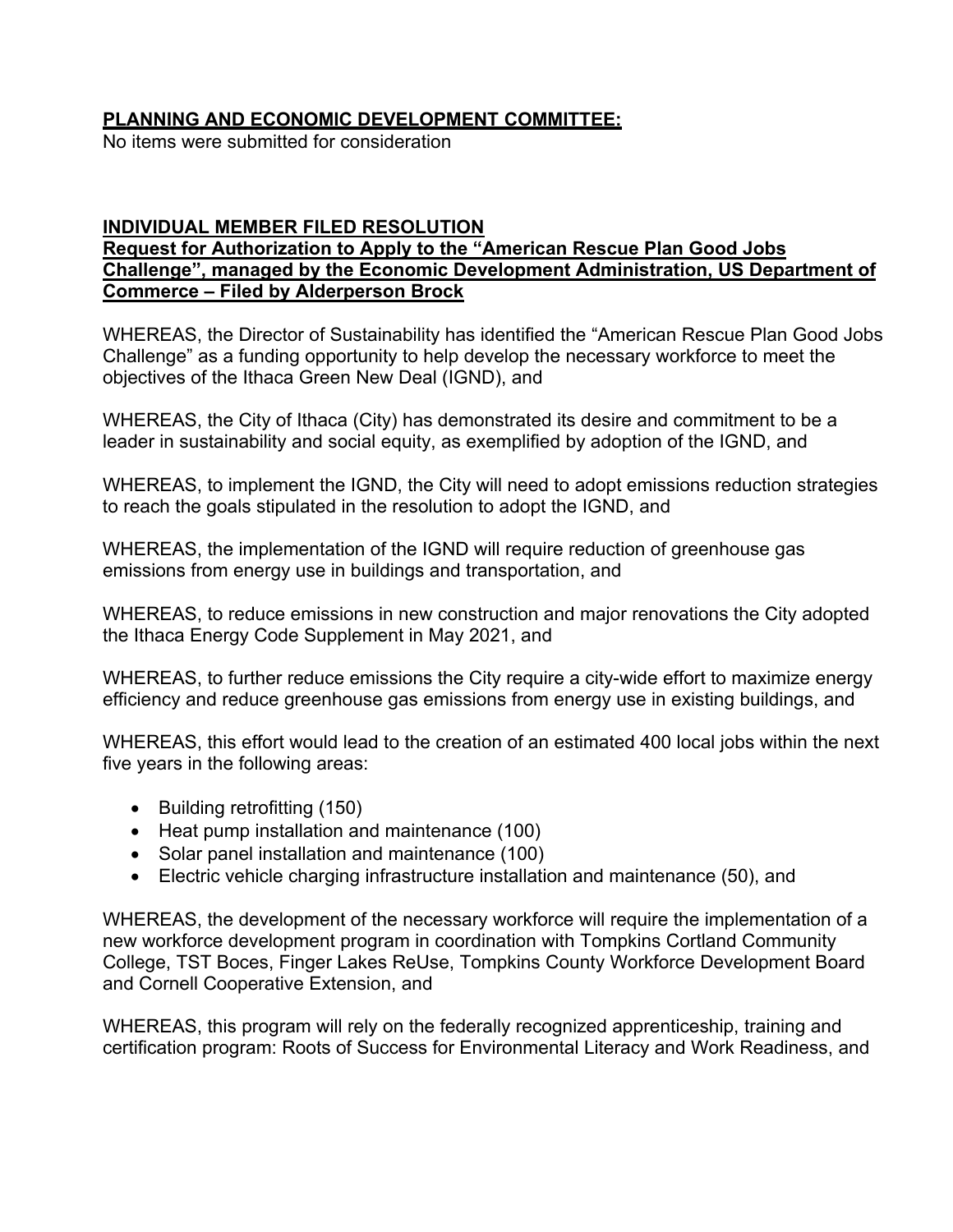**PLANNING AND ECONOMIC DEVELOPMENT COMMITTEE:**

No items were submitted for consideration

**INDIVIDUAL MEMBER FILED RESOLUTION**

**Request for Authorization to Apply to the "American Rescue Plan Good Jobs Challenge", managed by the Economic Development Administration, US Department of Commerce – Filed by Alderperson Brock**

WHEREAS, the Director of Sustainability has identified the "American Rescue Plan Good Jobs Challenge" as a funding opportunity to help develop the necessary workforce to meet the objectives of the Ithaca Green New Deal (IGND), and

WHEREAS, the City of Ithaca (City) has demonstrated its desire and commitment to be a leader in sustainability and social equity, as exemplified by adoption of the IGND, and

WHEREAS, to implement the IGND, the City will need to adopt emissions reduction strategies to reach the goals stipulated in the resolution to adopt the IGND, and

WHEREAS, the implementation of the IGND will require reduction of greenhouse gas emissions from energy use in buildings and transportation, and

WHEREAS, to reduce emissions in new construction and major renovations the City adopted the Ithaca Energy Code Supplement in May 2021, and

WHEREAS, to further reduce emissions the City require a city-wide effort to maximize energy efficiency and reduce greenhouse gas emissions from energy use in existing buildings, and

WHEREAS, this effort would lead to the creation of an estimated 400 local jobs within the next five years in the following areas:

- Building retrofitting (150)
- Heat pump installation and maintenance (100)
- Solar panel installation and maintenance (100)
- Electric vehicle charging infrastructure installation and maintenance (50), and

WHEREAS, the development of the necessary workforce will require the implementation of a new workforce development program in coordination with Tompkins Cortland Community College, TST Boces, Finger Lakes ReUse, Tompkins County Workforce Development Board and Cornell Cooperative Extension, and

WHEREAS, this program will rely on the federally recognized apprenticeship, training and certification program: Roots of Success for Environmental Literacy and Work Readiness, and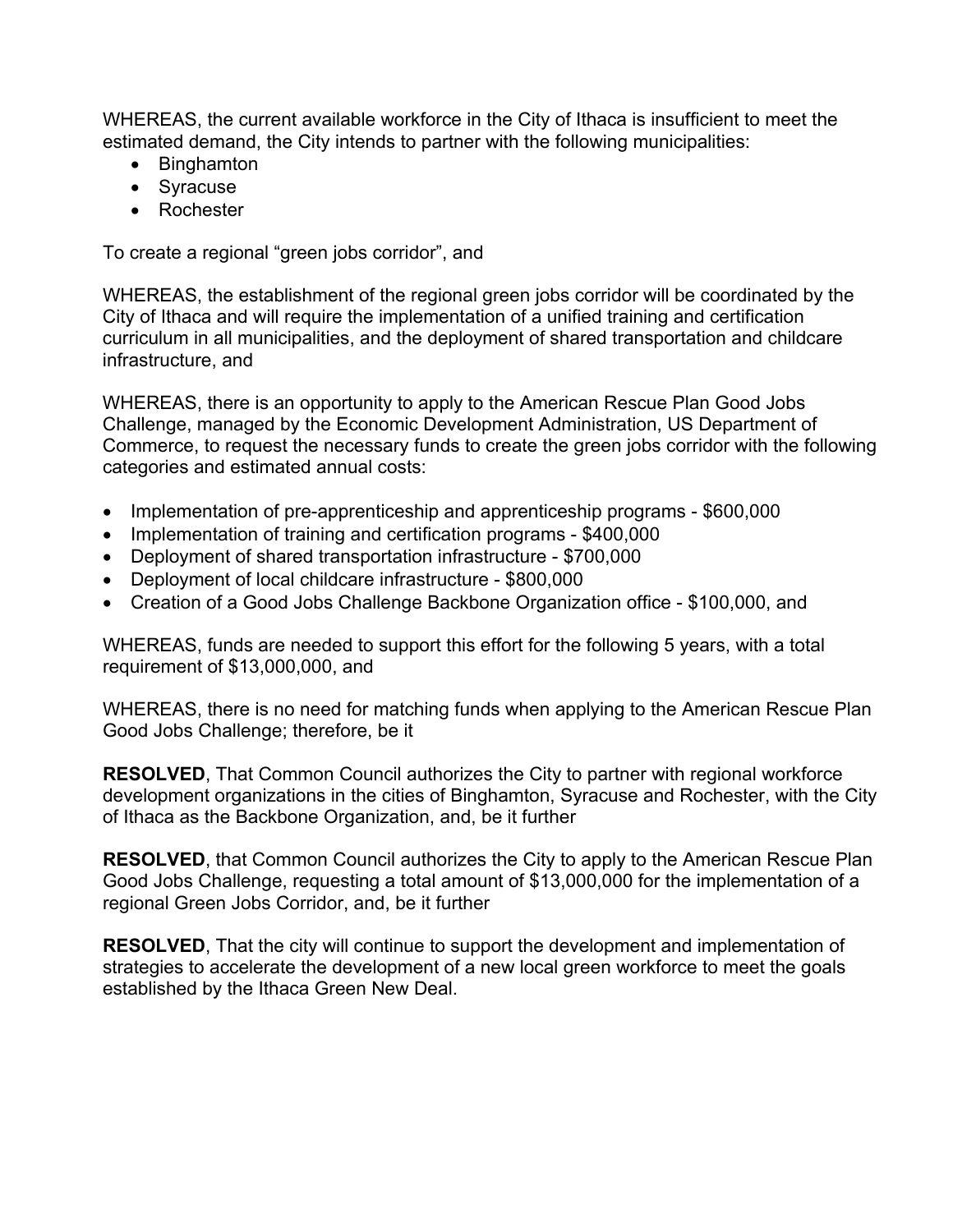WHEREAS, the current available workforce in the City of Ithaca is insufficient to meet the estimated demand, the City intends to partner with the following municipalities:

- Binghamton
- Syracuse
- Rochester

To create a regional "green jobs corridor", and

WHEREAS, the establishment of the regional green jobs corridor will be coordinated by the City of Ithaca and will require the implementation of a unified training and certification curriculum in all municipalities, and the deployment of shared transportation and childcare infrastructure, and

WHEREAS, there is an opportunity to apply to the American Rescue Plan Good Jobs Challenge, managed by the Economic Development Administration, US Department of Commerce, to request the necessary funds to create the green jobs corridor with the following categories and estimated annual costs:

- Implementation of pre-apprenticeship and apprenticeship programs - $600,000
- Implementation of training and certification programs - $400,000
- Deployment of shared transportation infrastructure - $700,000
- Deployment of local childcare infrastructure - $800,000
- Creation of a Good Jobs Challenge Backbone Organization office - $100,000, and

WHEREAS, funds are needed to support this effort for the following 5 years, with a total requirement of $13,000,000, and

WHEREAS, there is no need for matching funds when applying to the American Rescue Plan Good Jobs Challenge; therefore, be it

**RESOLVED**, That Common Council authorizes the City to partner with regional workforce development organizations in the cities of Binghamton, Syracuse and Rochester, with the City of Ithaca as the Backbone Organization, and, be it further

**RESOLVED**, that Common Council authorizes the City to apply to the American Rescue Plan Good Jobs Challenge, requesting a total amount of $13,000,000 for the implementation of a regional Green Jobs Corridor, and, be it further

**RESOLVED**, That the city will continue to support the development and implementation of strategies to accelerate the development of a new local green workforce to meet the goals established by the Ithaca Green New Deal.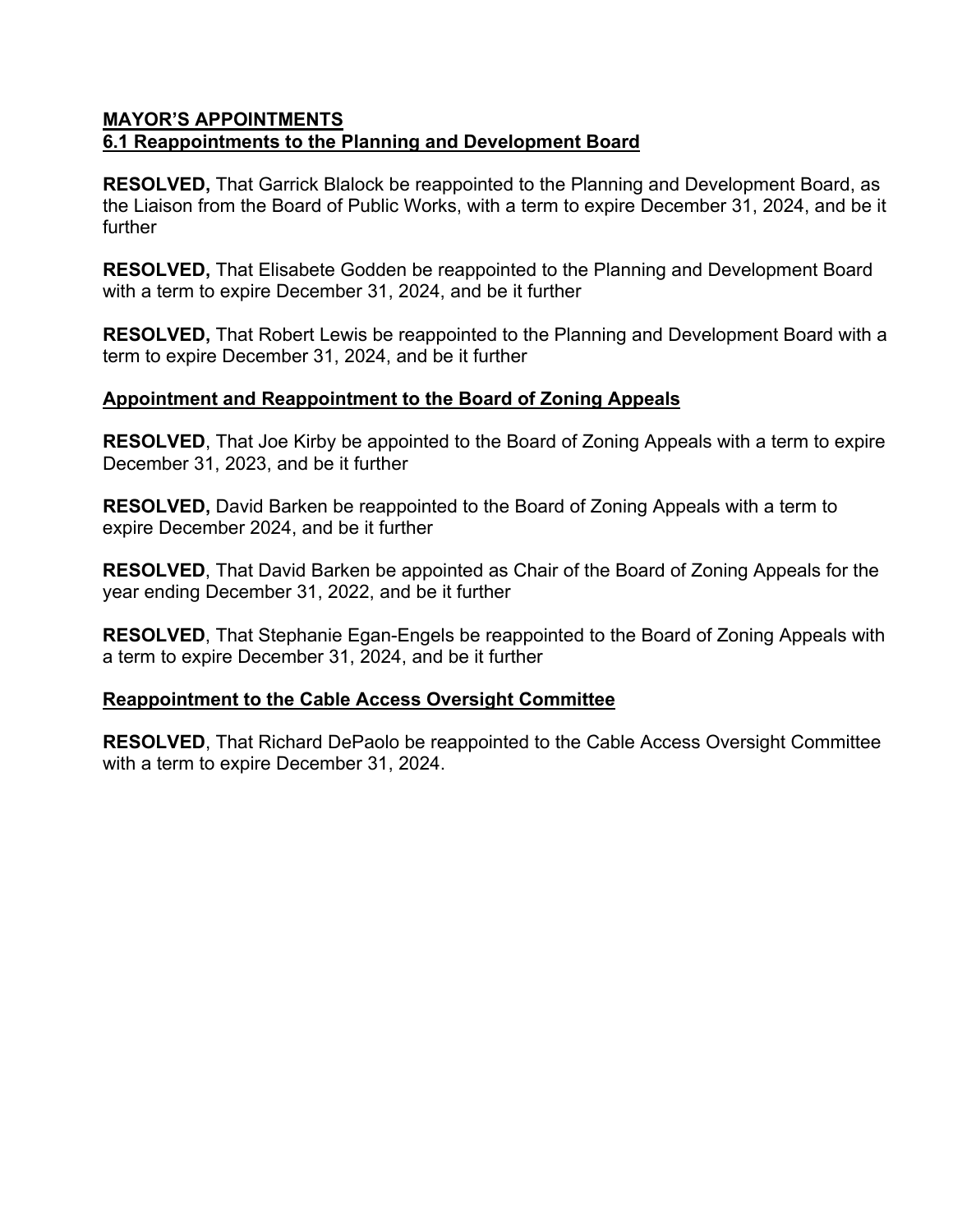**MAYOR'S APPOINTMENTS**
**6.1 Reappointments to the Planning and Development Board**

**RESOLVED,** That Garrick Blalock be reappointed to the Planning and Development Board, as the Liaison from the Board of Public Works, with a term to expire December 31, 2024, and be it further

**RESOLVED,** That Elisabete Godden be reappointed to the Planning and Development Board with a term to expire December 31, 2024, and be it further

**RESOLVED,** That Robert Lewis be reappointed to the Planning and Development Board with a term to expire December 31, 2024, and be it further

**Appointment and Reappointment to the Board of Zoning Appeals**

**RESOLVED**, That Joe Kirby be appointed to the Board of Zoning Appeals with a term to expire December 31, 2023, and be it further

**RESOLVED,** David Barken be reappointed to the Board of Zoning Appeals with a term to expire December 2024, and be it further

**RESOLVED**, That David Barken be appointed as Chair of the Board of Zoning Appeals for the year ending December 31, 2022, and be it further

**RESOLVED**, That Stephanie Egan-Engels be reappointed to the Board of Zoning Appeals with a term to expire December 31, 2024, and be it further

**Reappointment to the Cable Access Oversight Committee**

**RESOLVED**, That Richard DePaolo be reappointed to the Cable Access Oversight Committee with a term to expire December 31, 2024.